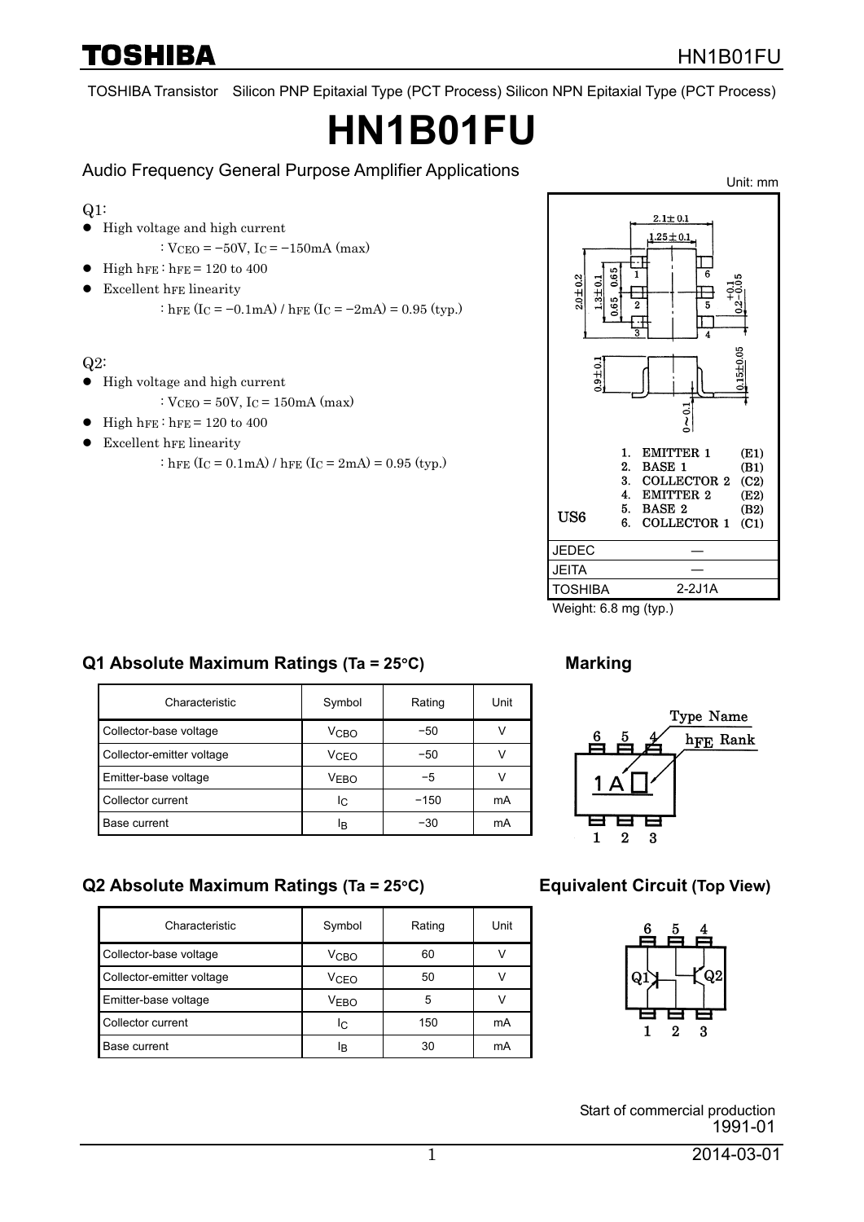TOSHIBA Transistor Silicon PNP Epitaxial Type (PCT Process) Silicon NPN Epitaxial Type (PCT Process)

# HN1B01FU

Audio Frequency General Purpose Amplifier Applications

Q1:

- High voltage and high current
  : $V_{CEO}$ = −50V, $I_C$ = −150mA (max)
- High $h_{FE}$ : $h_{FE}$ = 120 to 400
- Excellent $h_{FE}$ linearity
  : $h_{FE}$ ($I_C$ = −0.1mA) / $h_{FE}$ ($I_C$ = −2mA) = 0.95 (typ.)

Q2:

- High voltage and high current
  : $V_{CEO}$ = 50V, $I_C$ = 150mA (max)
- High $h_{FE}$ : $h_{FE}$ = 120 to 400
- Excellent $h_{FE}$ linearity
  : $h_{FE}$ ($I_C$ = 0.1mA) / $h_{FE}$ ($I_C$ = 2mA) = 0.95 (typ.)

Unit: mm

1. EMITTER 1 (E1)
2. BASE 1 (B1)
3. COLLECTOR 2 (C2)
4. EMITTER 2 (E2)
5. BASE 2 (B2)
6. COLLECTOR 1 (C1)

US6

| | |
|---|---|
| JEDEC | ― |
| JEITA | ― |
| TOSHIBA | 2-2J1A |

Weight: 6.8 mg (typ.)

### Q1 Absolute Maximum Ratings (Ta = 25°C)

| Characteristic | Symbol | Rating | Unit |
|---|---|---|---|
| Collector-base voltage | $V_{CBO}$ | −50 | V |
| Collector-emitter voltage | $V_{CEO}$ | −50 | V |
| Emitter-base voltage | $V_{EBO}$ | −5 | V |
| Collector current | $I_C$ | −150 | mA |
| Base current | $I_B$ | −30 | mA |

### Marking

Type Name

$h_{FE}$ Rank

1 A

### Q2 Absolute Maximum Ratings (Ta = 25°C)

| Characteristic | Symbol | Rating | Unit |
|---|---|---|---|
| Collector-base voltage | $V_{CBO}$ | 60 | V |
| Collector-emitter voltage | $V_{CEO}$ | 50 | V |
| Emitter-base voltage | $V_{EBO}$ | 5 | V |
| Collector current | $I_C$ | 150 | mA |
| Base current | $I_B$ | 30 | mA |

### Equivalent Circuit (Top View)

Start of commercial production
1991-01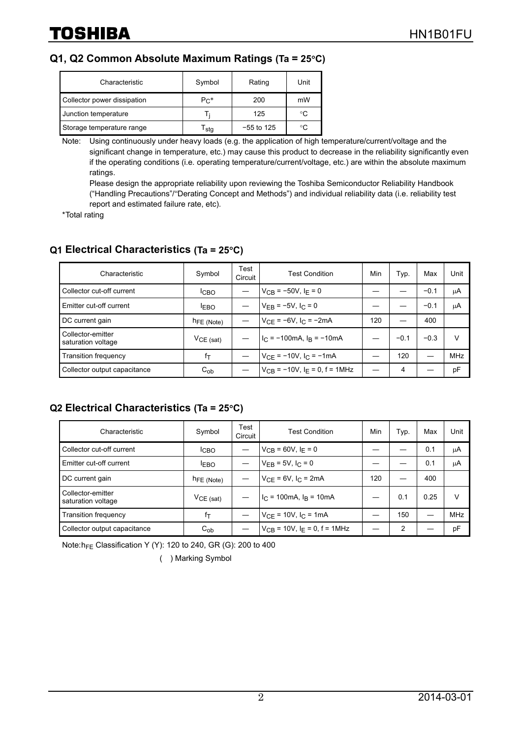## Q1, Q2 Common Absolute Maximum Ratings (Ta = 25°C)

| Characteristic | Symbol | Rating | Unit |
|---|---|---|---|
| Collector power dissipation | $P_C$* | 200 | mW |
| Junction temperature | $T_j$ | 125 | °C |
| Storage temperature range | $T_{stg}$ | −55 to 125 | °C |

Note: Using continuously under heavy loads (e.g. the application of high temperature/current/voltage and the significant change in temperature, etc.) may cause this product to decrease in the reliability significantly even if the operating conditions (i.e. operating temperature/current/voltage, etc.) are within the absolute maximum ratings.
Please design the appropriate reliability upon reviewing the Toshiba Semiconductor Reliability Handbook ("Handling Precautions"/"Derating Concept and Methods") and individual reliability data (i.e. reliability test report and estimated failure rate, etc).

*Total rating

## Q1 Electrical Characteristics (Ta = 25°C)

| Characteristic | Symbol | Test Circuit | Test Condition | Min | Typ. | Max | Unit |
|---|---|---|---|---|---|---|---|
| Collector cut-off current | $I_{CBO}$ | — | $V_{CB}$ = −50V, $I_E$ = 0 | — | — | −0.1 | μA |
| Emitter cut-off current | $I_{EBO}$ | — | $V_{EB}$ = −5V, $I_C$ = 0 | — | — | −0.1 | μA |
| DC current gain | $h_{FE}$ (Note) | — | $V_{CE}$ = −6V, $I_C$ = −2mA | 120 | — | 400 | |
| Collector-emitter saturation voltage | $V_{CE (sat)}$ | — | $I_C$ = −100mA, $I_B$ = −10mA | — | −0.1 | −0.3 | V |
| Transition frequency | $f_T$ | — | $V_{CE}$ = −10V, $I_C$ = −1mA | — | 120 | — | MHz |
| Collector output capacitance | $C_{ob}$ | — | $V_{CB}$ = −10V, $I_E$ = 0, f = 1MHz | — | 4 | — | pF |

## Q2 Electrical Characteristics (Ta = 25°C)

| Characteristic | Symbol | Test Circuit | Test Condition | Min | Typ. | Max | Unit |
|---|---|---|---|---|---|---|---|
| Collector cut-off current | $I_{CBO}$ | — | $V_{CB}$ = 60V, $I_E$ = 0 | — | — | 0.1 | μA |
| Emitter cut-off current | $I_{EBO}$ | — | $V_{EB}$ = 5V, $I_C$ = 0 | — | — | 0.1 | μA |
| DC current gain | $h_{FE}$ (Note) | — | $V_{CE}$ = 6V, $I_C$ = 2mA | 120 | — | 400 | |
| Collector-emitter saturation voltage | $V_{CE (sat)}$ | — | $I_C$ = 100mA, $I_B$ = 10mA | — | 0.1 | 0.25 | V |
| Transition frequency | $f_T$ | — | $V_{CE}$ = 10V, $I_C$ = 1mA | — | 150 | — | MHz |
| Collector output capacitance | $C_{ob}$ | — | $V_{CB}$ = 10V, $I_E$ = 0, f = 1MHz | — | 2 | — | pF |

Note: $h_{FE}$ Classification Y (Y): 120 to 240, GR (G): 200 to 400

( ) Marking Symbol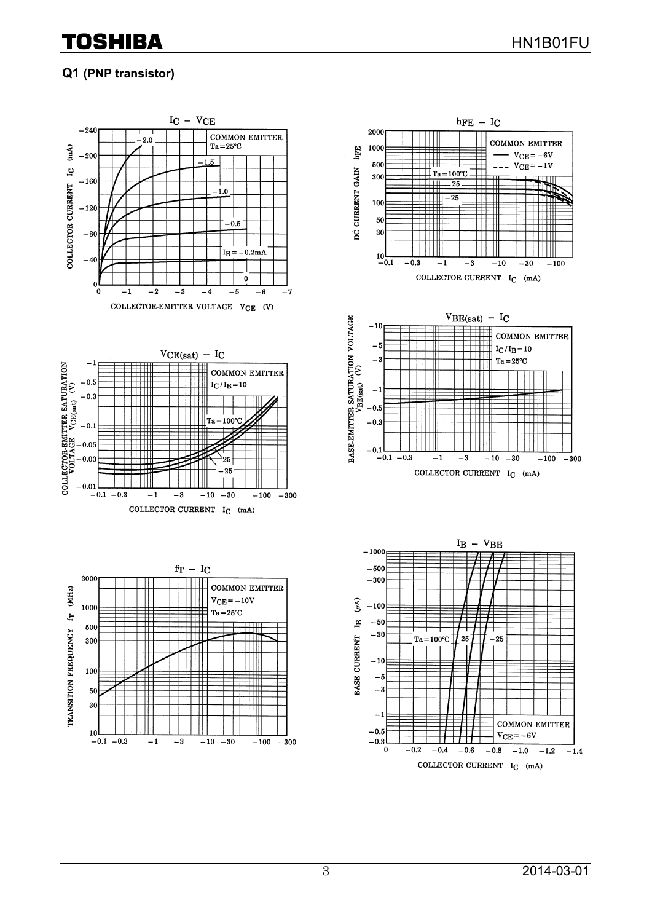## Q1 (PNP transistor)

### $I_C$ – $V_{CE}$

COMMON EMITTER
Ta = 25°C

COLLECTOR CURRENT $I_C$ (mA)

COLLECTOR-EMITTER VOLTAGE $V_{CE}$ (V)

$I_B$ = −2.0, −1.5, −1.0, −0.5, −0.2mA, 0

### $h_{FE}$ – $I_C$

COMMON EMITTER
— $V_{CE}$ = −6V
--- $V_{CE}$ = −1V

Ta = 100°C, 25, −25

DC CURRENT GAIN $h_{FE}$

COLLECTOR CURRENT $I_C$ (mA)

### $V_{CE(sat)}$ – $I_C$

COMMON EMITTER
$I_C/I_B$ = 10

Ta = 100°C, 25, −25

COLLECTOR-EMITTER SATURATION VOLTAGE $V_{CE(sat)}$ (V)

COLLECTOR CURRENT $I_C$ (mA)

### $V_{BE(sat)}$ – $I_C$

COMMON EMITTER
$I_C/I_B$ = 10
Ta = 25°C

BASE-EMITTER SATURATION VOLTAGE $V_{BE(sat)}$ (V)

COLLECTOR CURRENT $I_C$ (mA)

### $f_T$ – $I_C$

COMMON EMITTER
$V_{CE}$ = −10V
Ta = 25°C

TRANSITION FREQUENCY $f_T$ (MHz)

COLLECTOR CURRENT $I_C$ (mA)

### $I_B$ – $V_{BE}$

COMMON EMITTER
$V_{CE}$ = −6V

Ta = 100°C, 25, −25

BASE CURRENT $I_B$ (μA)

COLLECTOR CURRENT $I_C$ (mA)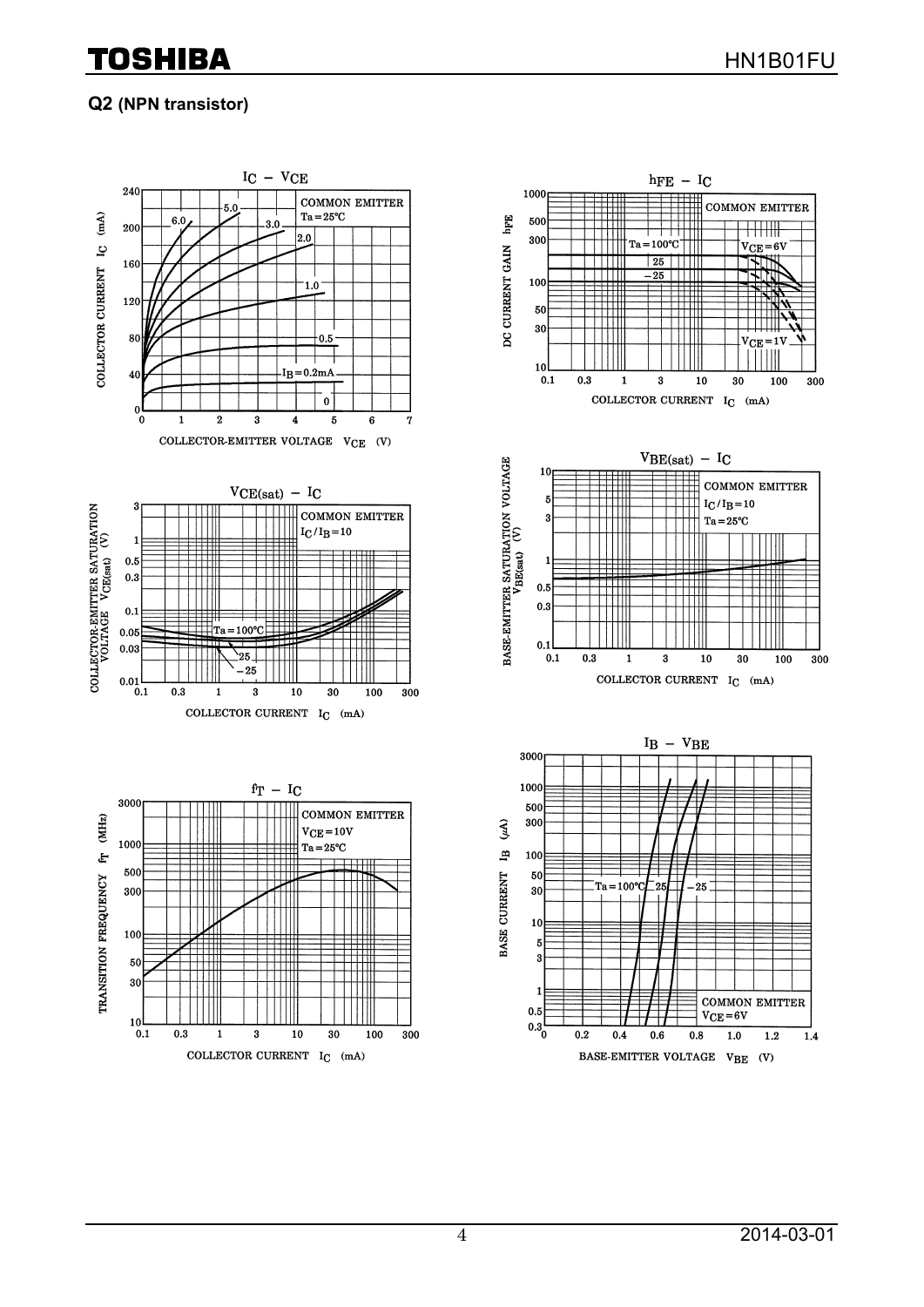## Q2 (NPN transistor)

$I_C$ – $V_{CE}$

COMMON EMITTER
Ta = 25°C

COLLECTOR CURRENT $I_C$ (mA)

COLLECTOR-EMITTER VOLTAGE $V_{CE}$ (V)

$I_B$ = 0.2 mA, 0.5, 1.0, 2.0, 3.0, 5.0, 6.0, 0

$h_{FE}$ – $I_C$

COMMON EMITTER

Ta = 100°C, 25, −25

$V_{CE}$ = 6V

$V_{CE}$ = 1V

DC CURRENT GAIN $h_{FE}$

COLLECTOR CURRENT $I_C$ (mA)

$V_{CE(sat)}$ – $I_C$

COMMON EMITTER
$I_C/I_B$ = 10

Ta = 100°C, 25, −25

COLLECTOR-EMITTER SATURATION VOLTAGE $V_{CE(sat)}$ (V)

COLLECTOR CURRENT $I_C$ (mA)

$V_{BE(sat)}$ – $I_C$

COMMON EMITTER
$I_C/I_B$ = 10
Ta = 25°C

BASE-EMITTER SATURATION VOLTAGE $V_{BE(sat)}$ (V)

COLLECTOR CURRENT $I_C$ (mA)

$f_T$ – $I_C$

COMMON EMITTER
$V_{CE}$ = 10V
Ta = 25°C

TRANSITION FREQUENCY $f_T$ (MHz)

COLLECTOR CURRENT $I_C$ (mA)

$I_B$ – $V_{BE}$

Ta = 100°C, 25, −25

COMMON EMITTER
$V_{CE}$ = 6V

BASE CURRENT $I_B$ (μA)

BASE-EMITTER VOLTAGE $V_{BE}$ (V)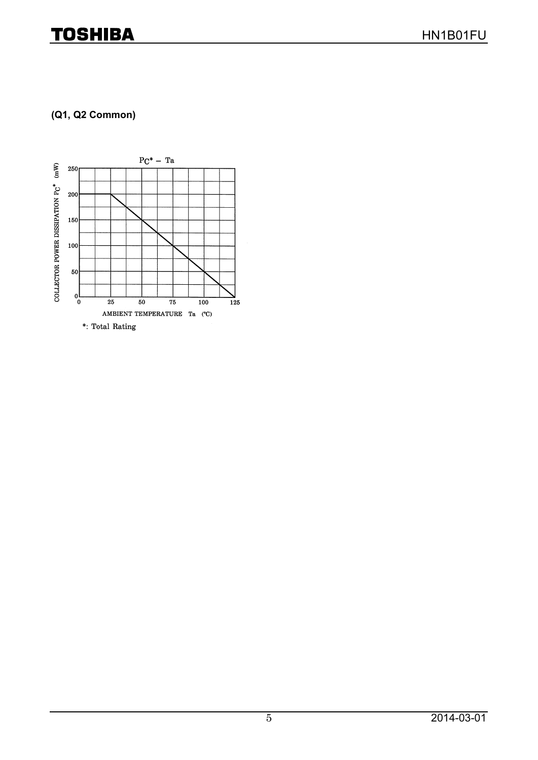**(Q1, Q2 Common)**

$P_C^* - Ta$

COLLECTOR POWER DISSIPATION $P_C^*$ (mW)

AMBIENT TEMPERATURE Ta (°C)

*: Total Rating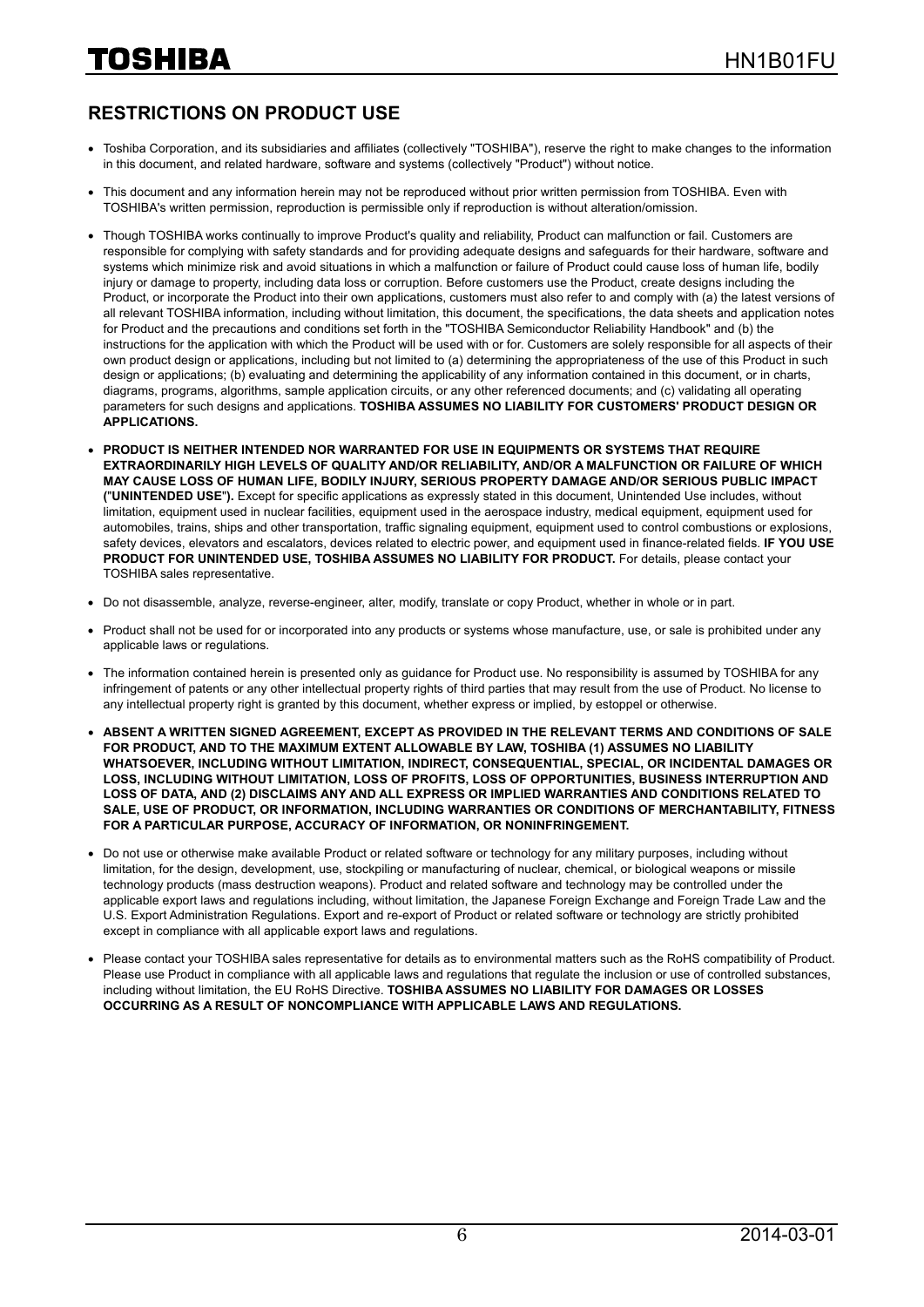## RESTRICTIONS ON PRODUCT USE

- Toshiba Corporation, and its subsidiaries and affiliates (collectively "TOSHIBA"), reserve the right to make changes to the information in this document, and related hardware, software and systems (collectively "Product") without notice.
- This document and any information herein may not be reproduced without prior written permission from TOSHIBA. Even with TOSHIBA's written permission, reproduction is permissible only if reproduction is without alteration/omission.
- Though TOSHIBA works continually to improve Product's quality and reliability, Product can malfunction or fail. Customers are responsible for complying with safety standards and for providing adequate designs and safeguards for their hardware, software and systems which minimize risk and avoid situations in which a malfunction or failure of Product could cause loss of human life, bodily injury or damage to property, including data loss or corruption. Before customers use the Product, create designs including the Product, or incorporate the Product into their own applications, customers must also refer to and comply with (a) the latest versions of all relevant TOSHIBA information, including without limitation, this document, the specifications, the data sheets and application notes for Product and the precautions and conditions set forth in the "TOSHIBA Semiconductor Reliability Handbook" and (b) the instructions for the application with which the Product will be used with or for. Customers are solely responsible for all aspects of their own product design or applications, including but not limited to (a) determining the appropriateness of the use of this Product in such design or applications; (b) evaluating and determining the applicability of any information contained in this document, or in charts, diagrams, programs, algorithms, sample application circuits, or any other referenced documents; and (c) validating all operating parameters for such designs and applications. **TOSHIBA ASSUMES NO LIABILITY FOR CUSTOMERS' PRODUCT DESIGN OR APPLICATIONS.**
- **PRODUCT IS NEITHER INTENDED NOR WARRANTED FOR USE IN EQUIPMENTS OR SYSTEMS THAT REQUIRE EXTRAORDINARILY HIGH LEVELS OF QUALITY AND/OR RELIABILITY, AND/OR A MALFUNCTION OR FAILURE OF WHICH MAY CAUSE LOSS OF HUMAN LIFE, BODILY INJURY, SERIOUS PROPERTY DAMAGE AND/OR SERIOUS PUBLIC IMPACT ("UNINTENDED USE").** Except for specific applications as expressly stated in this document, Unintended Use includes, without limitation, equipment used in nuclear facilities, equipment used in the aerospace industry, medical equipment, equipment used for automobiles, trains, ships and other transportation, traffic signaling equipment, equipment used to control combustions or explosions, safety devices, elevators and escalators, devices related to electric power, and equipment used in finance-related fields. **IF YOU USE PRODUCT FOR UNINTENDED USE, TOSHIBA ASSUMES NO LIABILITY FOR PRODUCT.** For details, please contact your TOSHIBA sales representative.
- Do not disassemble, analyze, reverse-engineer, alter, modify, translate or copy Product, whether in whole or in part.
- Product shall not be used for or incorporated into any products or systems whose manufacture, use, or sale is prohibited under any applicable laws or regulations.
- The information contained herein is presented only as guidance for Product use. No responsibility is assumed by TOSHIBA for any infringement of patents or any other intellectual property rights of third parties that may result from the use of Product. No license to any intellectual property right is granted by this document, whether express or implied, by estoppel or otherwise.
- **ABSENT A WRITTEN SIGNED AGREEMENT, EXCEPT AS PROVIDED IN THE RELEVANT TERMS AND CONDITIONS OF SALE FOR PRODUCT, AND TO THE MAXIMUM EXTENT ALLOWABLE BY LAW, TOSHIBA (1) ASSUMES NO LIABILITY WHATSOEVER, INCLUDING WITHOUT LIMITATION, INDIRECT, CONSEQUENTIAL, SPECIAL, OR INCIDENTAL DAMAGES OR LOSS, INCLUDING WITHOUT LIMITATION, LOSS OF PROFITS, LOSS OF OPPORTUNITIES, BUSINESS INTERRUPTION AND LOSS OF DATA, AND (2) DISCLAIMS ANY AND ALL EXPRESS OR IMPLIED WARRANTIES AND CONDITIONS RELATED TO SALE, USE OF PRODUCT, OR INFORMATION, INCLUDING WARRANTIES OR CONDITIONS OF MERCHANTABILITY, FITNESS FOR A PARTICULAR PURPOSE, ACCURACY OF INFORMATION, OR NONINFRINGEMENT.**
- Do not use or otherwise make available Product or related software or technology for any military purposes, including without limitation, for the design, development, use, stockpiling or manufacturing of nuclear, chemical, or biological weapons or missile technology products (mass destruction weapons). Product and related software and technology may be controlled under the applicable export laws and regulations including, without limitation, the Japanese Foreign Exchange and Foreign Trade Law and the U.S. Export Administration Regulations. Export and re-export of Product or related software or technology are strictly prohibited except in compliance with all applicable export laws and regulations.
- Please contact your TOSHIBA sales representative for details as to environmental matters such as the RoHS compatibility of Product. Please use Product in compliance with all applicable laws and regulations that regulate the inclusion or use of controlled substances, including without limitation, the EU RoHS Directive. **TOSHIBA ASSUMES NO LIABILITY FOR DAMAGES OR LOSSES OCCURRING AS A RESULT OF NONCOMPLIANCE WITH APPLICABLE LAWS AND REGULATIONS.**